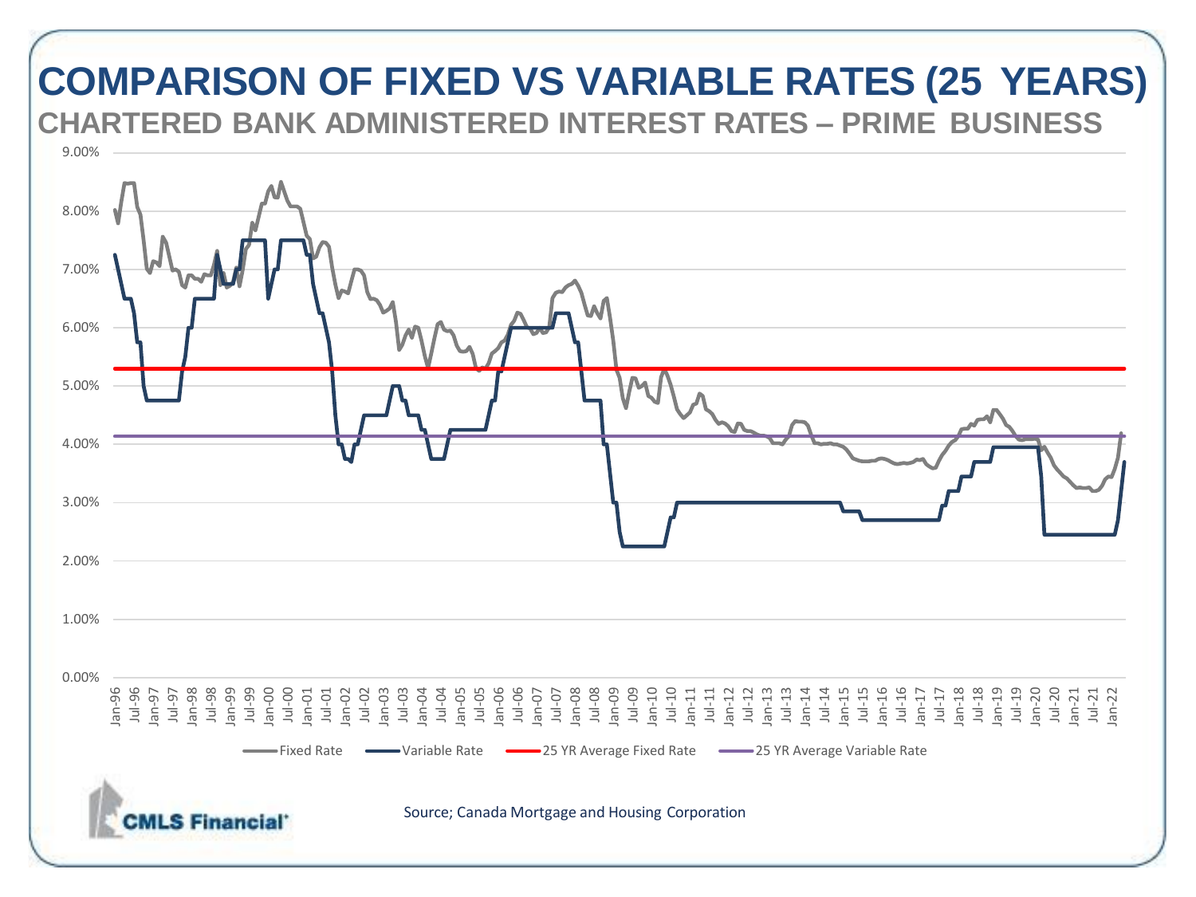# COMPARISON OF FIXED VS VARIABLE RATES (25 YEARS)

## CHARTERED BANK ADMINISTERED INTEREST RATES – PRIME BUSINESS

Fixed Rate — Variable Rate — 25 YR Average Fixed Rate — 25 YR Average Variable Rate

Source; Canada Mortgage and Housing Corporation

CMLS Financial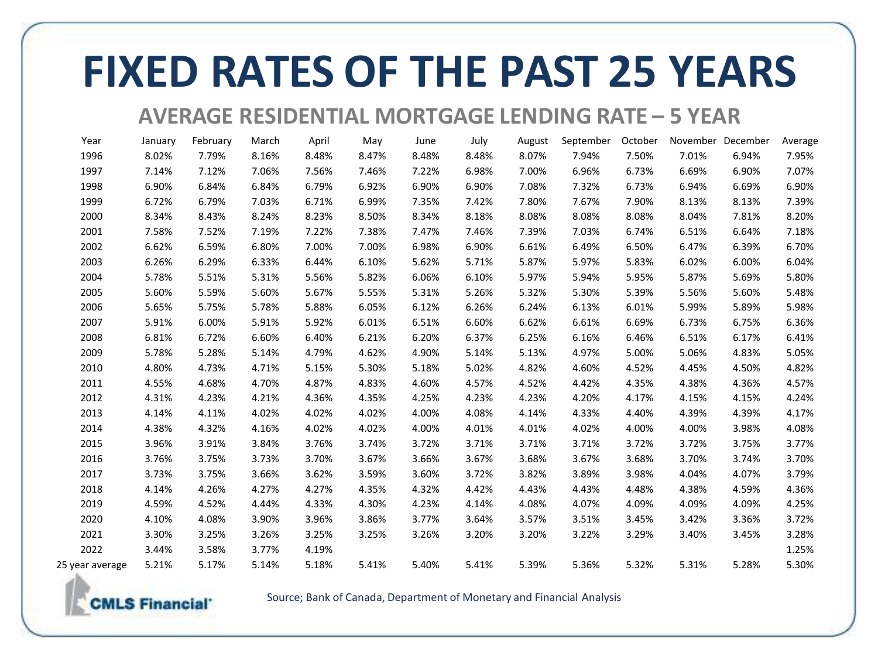# FIXED RATES OF THE PAST 25 YEARS

## AVERAGE RESIDENTIAL MORTGAGE LENDING RATE – 5 YEAR

| Year | January | February | March | April | May | June | July | August | September | October | November | December | Average |
|---|---|---|---|---|---|---|---|---|---|---|---|---|---|
| 1996 | 8.02% | 7.79% | 8.16% | 8.48% | 8.47% | 8.48% | 8.48% | 8.07% | 7.94% | 7.50% | 7.01% | 6.94% | 7.95% |
| 1997 | 7.14% | 7.12% | 7.06% | 7.56% | 7.46% | 7.22% | 6.98% | 7.00% | 6.96% | 6.73% | 6.69% | 6.90% | 7.07% |
| 1998 | 6.90% | 6.84% | 6.84% | 6.79% | 6.92% | 6.90% | 6.90% | 7.08% | 7.32% | 6.73% | 6.94% | 6.69% | 6.90% |
| 1999 | 6.72% | 6.79% | 7.03% | 6.71% | 6.99% | 7.35% | 7.42% | 7.80% | 7.67% | 7.90% | 8.13% | 8.13% | 7.39% |
| 2000 | 8.34% | 8.43% | 8.24% | 8.23% | 8.50% | 8.34% | 8.18% | 8.08% | 8.08% | 8.08% | 8.04% | 7.81% | 8.20% |
| 2001 | 7.58% | 7.52% | 7.19% | 7.22% | 7.38% | 7.47% | 7.46% | 7.39% | 7.03% | 6.74% | 6.51% | 6.64% | 7.18% |
| 2002 | 6.62% | 6.59% | 6.80% | 7.00% | 7.00% | 6.98% | 6.90% | 6.61% | 6.49% | 6.50% | 6.47% | 6.39% | 6.70% |
| 2003 | 6.26% | 6.29% | 6.33% | 6.44% | 6.10% | 5.62% | 5.71% | 5.87% | 5.97% | 5.83% | 6.02% | 6.00% | 6.04% |
| 2004 | 5.78% | 5.51% | 5.31% | 5.56% | 5.82% | 6.06% | 6.10% | 5.97% | 5.94% | 5.95% | 5.87% | 5.69% | 5.80% |
| 2005 | 5.60% | 5.59% | 5.60% | 5.67% | 5.55% | 5.31% | 5.26% | 5.32% | 5.30% | 5.39% | 5.56% | 5.60% | 5.48% |
| 2006 | 5.65% | 5.75% | 5.78% | 5.88% | 6.05% | 6.12% | 6.26% | 6.24% | 6.13% | 6.01% | 5.99% | 5.89% | 5.98% |
| 2007 | 5.91% | 6.00% | 5.91% | 5.92% | 6.01% | 6.51% | 6.60% | 6.62% | 6.61% | 6.69% | 6.73% | 6.75% | 6.36% |
| 2008 | 6.81% | 6.72% | 6.60% | 6.40% | 6.21% | 6.20% | 6.37% | 6.25% | 6.16% | 6.46% | 6.51% | 6.17% | 6.41% |
| 2009 | 5.78% | 5.28% | 5.14% | 4.79% | 4.62% | 4.90% | 5.14% | 5.13% | 4.97% | 5.00% | 5.06% | 4.83% | 5.05% |
| 2010 | 4.80% | 4.73% | 4.71% | 5.15% | 5.30% | 5.18% | 5.02% | 4.82% | 4.60% | 4.52% | 4.45% | 4.50% | 4.82% |
| 2011 | 4.55% | 4.68% | 4.70% | 4.87% | 4.83% | 4.60% | 4.57% | 4.52% | 4.42% | 4.35% | 4.38% | 4.36% | 4.57% |
| 2012 | 4.31% | 4.23% | 4.21% | 4.36% | 4.35% | 4.25% | 4.23% | 4.23% | 4.20% | 4.17% | 4.15% | 4.15% | 4.24% |
| 2013 | 4.14% | 4.11% | 4.02% | 4.02% | 4.02% | 4.00% | 4.08% | 4.14% | 4.33% | 4.40% | 4.39% | 4.39% | 4.17% |
| 2014 | 4.38% | 4.32% | 4.16% | 4.02% | 4.02% | 4.00% | 4.01% | 4.01% | 4.02% | 4.00% | 4.00% | 3.98% | 4.08% |
| 2015 | 3.96% | 3.91% | 3.84% | 3.76% | 3.74% | 3.72% | 3.71% | 3.71% | 3.71% | 3.72% | 3.72% | 3.75% | 3.77% |
| 2016 | 3.76% | 3.75% | 3.73% | 3.70% | 3.67% | 3.66% | 3.67% | 3.68% | 3.67% | 3.68% | 3.70% | 3.74% | 3.70% |
| 2017 | 3.73% | 3.75% | 3.66% | 3.62% | 3.59% | 3.60% | 3.72% | 3.82% | 3.89% | 3.98% | 4.04% | 4.07% | 3.79% |
| 2018 | 4.14% | 4.26% | 4.27% | 4.27% | 4.35% | 4.32% | 4.42% | 4.43% | 4.43% | 4.48% | 4.38% | 4.59% | 4.36% |
| 2019 | 4.59% | 4.52% | 4.44% | 4.33% | 4.30% | 4.23% | 4.14% | 4.08% | 4.07% | 4.09% | 4.09% | 4.09% | 4.25% |
| 2020 | 4.10% | 4.08% | 3.90% | 3.96% | 3.86% | 3.77% | 3.64% | 3.57% | 3.51% | 3.45% | 3.42% | 3.36% | 3.72% |
| 2021 | 3.30% | 3.25% | 3.26% | 3.25% | 3.25% | 3.26% | 3.20% | 3.20% | 3.22% | 3.29% | 3.40% | 3.45% | 3.28% |
| 2022 | 3.44% | 3.58% | 3.77% | 4.19% | | | | | | | | | 1.25% |
| 25 year average | 5.21% | 5.17% | 5.14% | 5.18% | 5.41% | 5.40% | 5.41% | 5.39% | 5.36% | 5.32% | 5.31% | 5.28% | 5.30% |

CMLS Financial

Source; Bank of Canada, Department of Monetary and Financial Analysis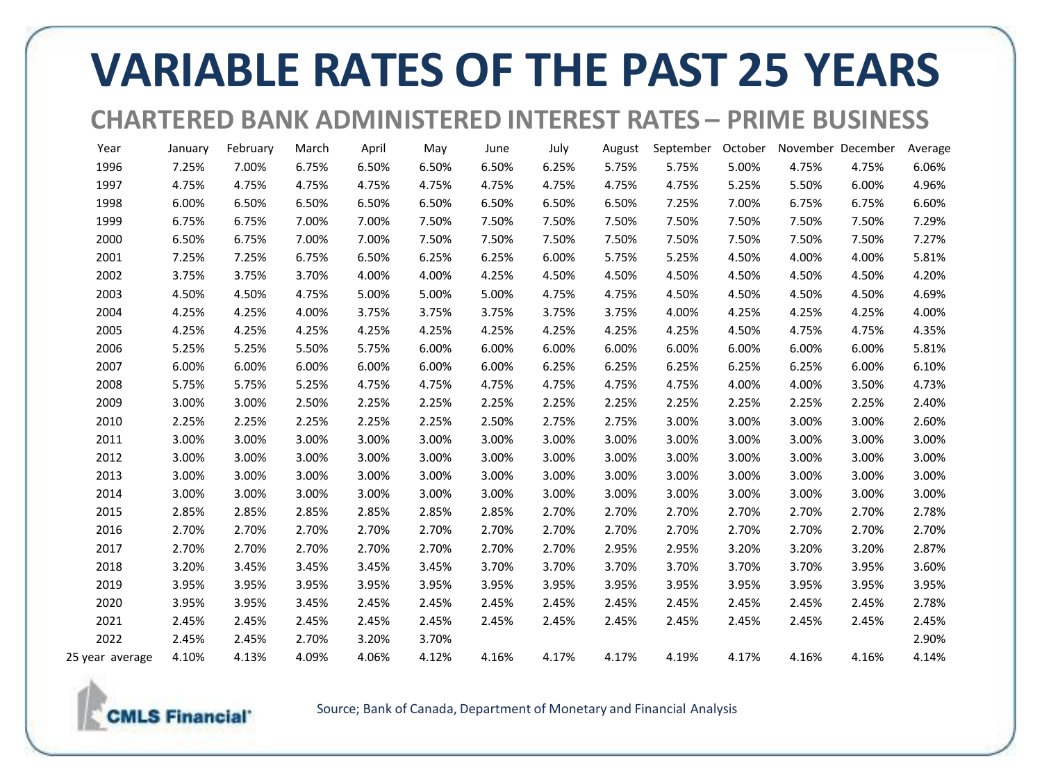# VARIABLE RATES OF THE PAST 25 YEARS

## CHARTERED BANK ADMINISTERED INTEREST RATES – PRIME BUSINESS

| Year | January | February | March | April | May | June | July | August | September | October | November | December | Average |
|---|---|---|---|---|---|---|---|---|---|---|---|---|---|
| 1996 | 7.25% | 7.00% | 6.75% | 6.50% | 6.50% | 6.50% | 6.25% | 5.75% | 5.75% | 5.00% | 4.75% | 4.75% | 6.06% |
| 1997 | 4.75% | 4.75% | 4.75% | 4.75% | 4.75% | 4.75% | 4.75% | 4.75% | 4.75% | 5.25% | 5.50% | 6.00% | 4.96% |
| 1998 | 6.00% | 6.50% | 6.50% | 6.50% | 6.50% | 6.50% | 6.50% | 6.50% | 7.25% | 7.00% | 6.75% | 6.75% | 6.60% |
| 1999 | 6.75% | 6.75% | 7.00% | 7.00% | 7.50% | 7.50% | 7.50% | 7.50% | 7.50% | 7.50% | 7.50% | 7.50% | 7.29% |
| 2000 | 6.50% | 6.75% | 7.00% | 7.00% | 7.50% | 7.50% | 7.50% | 7.50% | 7.50% | 7.50% | 7.50% | 7.50% | 7.27% |
| 2001 | 7.25% | 7.25% | 6.75% | 6.50% | 6.25% | 6.25% | 6.00% | 5.75% | 5.25% | 4.50% | 4.00% | 4.00% | 5.81% |
| 2002 | 3.75% | 3.75% | 3.70% | 4.00% | 4.00% | 4.25% | 4.50% | 4.50% | 4.50% | 4.50% | 4.50% | 4.50% | 4.20% |
| 2003 | 4.50% | 4.50% | 4.75% | 5.00% | 5.00% | 5.00% | 4.75% | 4.75% | 4.50% | 4.50% | 4.50% | 4.50% | 4.69% |
| 2004 | 4.25% | 4.25% | 4.00% | 3.75% | 3.75% | 3.75% | 3.75% | 3.75% | 4.00% | 4.25% | 4.25% | 4.25% | 4.00% |
| 2005 | 4.25% | 4.25% | 4.25% | 4.25% | 4.25% | 4.25% | 4.25% | 4.25% | 4.25% | 4.50% | 4.75% | 4.75% | 4.35% |
| 2006 | 5.25% | 5.25% | 5.50% | 5.75% | 6.00% | 6.00% | 6.00% | 6.00% | 6.00% | 6.00% | 6.00% | 6.00% | 5.81% |
| 2007 | 6.00% | 6.00% | 6.00% | 6.00% | 6.00% | 6.00% | 6.25% | 6.25% | 6.25% | 6.25% | 6.25% | 6.00% | 6.10% |
| 2008 | 5.75% | 5.75% | 5.25% | 4.75% | 4.75% | 4.75% | 4.75% | 4.75% | 4.75% | 4.00% | 4.00% | 3.50% | 4.73% |
| 2009 | 3.00% | 3.00% | 2.50% | 2.25% | 2.25% | 2.25% | 2.25% | 2.25% | 2.25% | 2.25% | 2.25% | 2.25% | 2.40% |
| 2010 | 2.25% | 2.25% | 2.25% | 2.25% | 2.25% | 2.50% | 2.75% | 2.75% | 3.00% | 3.00% | 3.00% | 3.00% | 2.60% |
| 2011 | 3.00% | 3.00% | 3.00% | 3.00% | 3.00% | 3.00% | 3.00% | 3.00% | 3.00% | 3.00% | 3.00% | 3.00% | 3.00% |
| 2012 | 3.00% | 3.00% | 3.00% | 3.00% | 3.00% | 3.00% | 3.00% | 3.00% | 3.00% | 3.00% | 3.00% | 3.00% | 3.00% |
| 2013 | 3.00% | 3.00% | 3.00% | 3.00% | 3.00% | 3.00% | 3.00% | 3.00% | 3.00% | 3.00% | 3.00% | 3.00% | 3.00% |
| 2014 | 3.00% | 3.00% | 3.00% | 3.00% | 3.00% | 3.00% | 3.00% | 3.00% | 3.00% | 3.00% | 3.00% | 3.00% | 3.00% |
| 2015 | 2.85% | 2.85% | 2.85% | 2.85% | 2.85% | 2.85% | 2.70% | 2.70% | 2.70% | 2.70% | 2.70% | 2.70% | 2.78% |
| 2016 | 2.70% | 2.70% | 2.70% | 2.70% | 2.70% | 2.70% | 2.70% | 2.70% | 2.70% | 2.70% | 2.70% | 2.70% | 2.70% |
| 2017 | 2.70% | 2.70% | 2.70% | 2.70% | 2.70% | 2.70% | 2.70% | 2.95% | 2.95% | 3.20% | 3.20% | 3.20% | 2.87% |
| 2018 | 3.20% | 3.45% | 3.45% | 3.45% | 3.45% | 3.70% | 3.70% | 3.70% | 3.70% | 3.70% | 3.70% | 3.95% | 3.60% |
| 2019 | 3.95% | 3.95% | 3.95% | 3.95% | 3.95% | 3.95% | 3.95% | 3.95% | 3.95% | 3.95% | 3.95% | 3.95% | 3.95% |
| 2020 | 3.95% | 3.95% | 3.45% | 2.45% | 2.45% | 2.45% | 2.45% | 2.45% | 2.45% | 2.45% | 2.45% | 2.45% | 2.78% |
| 2021 | 2.45% | 2.45% | 2.45% | 2.45% | 2.45% | 2.45% | 2.45% | 2.45% | 2.45% | 2.45% | 2.45% | 2.45% | 2.45% |
| 2022 | 2.45% | 2.45% | 2.70% | 3.20% | 3.70% | | | | | | | | 2.90% |
| 25 year average | 4.10% | 4.13% | 4.09% | 4.06% | 4.12% | 4.16% | 4.17% | 4.17% | 4.19% | 4.17% | 4.16% | 4.16% | 4.14% |

CMLS Financial

Source; Bank of Canada, Department of Monetary and Financial Analysis